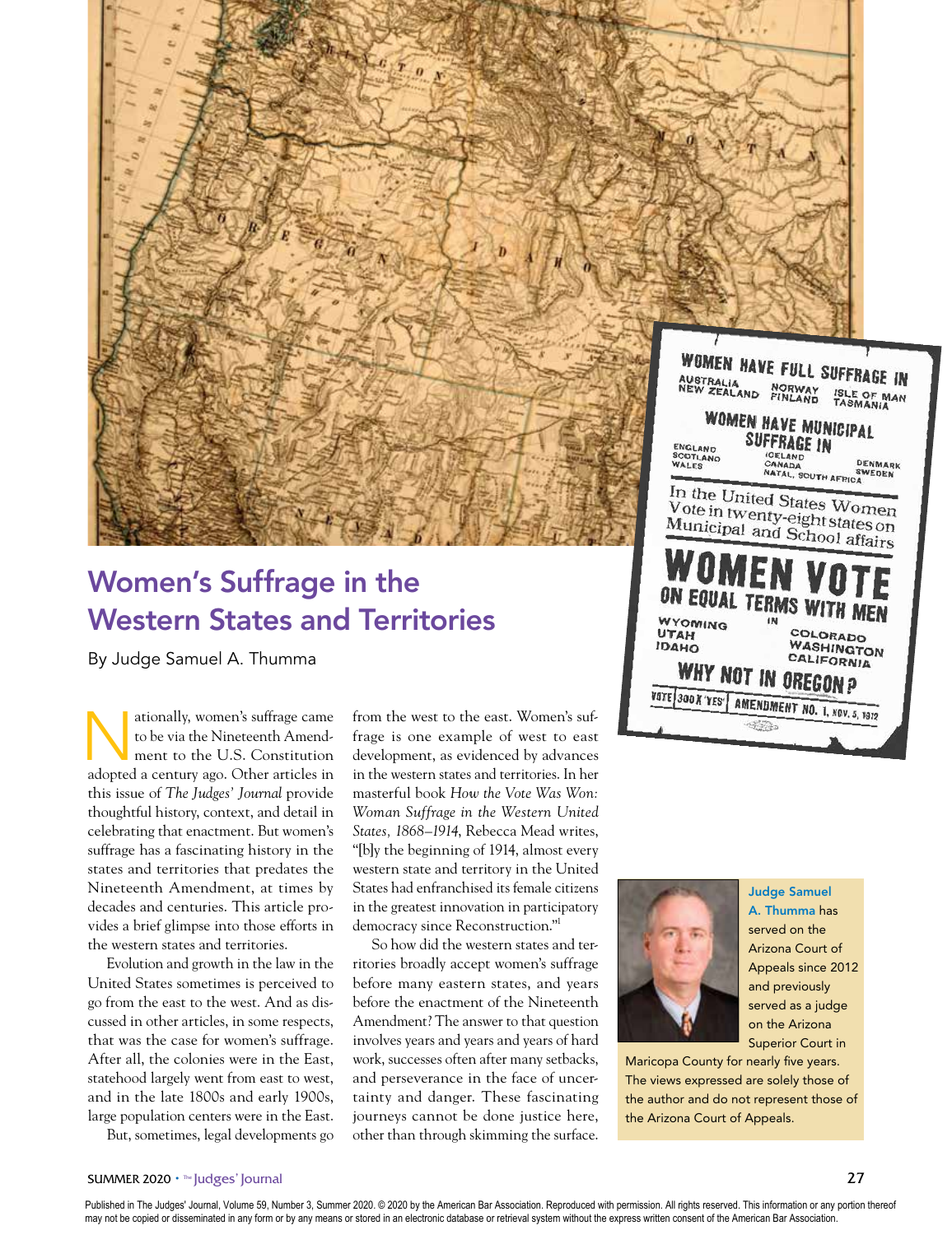# Women's Suffrage in the Western States and Territories

By Judge Samuel A. Thumma

Nationally, women's suffrage came to be via the Nineteenth Amendment to the U.S. Constitution adopted a century ago. Other articles in this issue of *The Judges' Journal* provide thoughtful history, context, and detail in celebrating that enactment. But women's suffrage has a fascinating history in the states and territories that predates the Nineteenth Amendment, at times by decades and centuries. This article provides a brief glimpse into those efforts in the western states and territories.

Evolution and growth in the law in the United States sometimes is perceived to go from the east to the west. And as discussed in other articles, in some respects, that was the case for women's suffrage. After all, the colonies were in the East, statehood largely went from east to west, and in the late 1800s and early 1900s, large population centers were in the East.

But, sometimes, legal developments go from the west to the east. Women's suffrage is one example of west to east development, as evidenced by advances in the western states and territories. In her masterful book *How the Vote Was Won: Woman Suffrage in the Western United States, 1868–1914*, Rebecca Mead writes, "[b]y the beginning of 1914, almost every western state and territory in the United States had enfranchised its female citizens in the greatest innovation in participatory democracy since Reconstruction."[1]

So how did the western states and territories broadly accept women's suffrage before many eastern states, and years before the enactment of the Nineteenth Amendment? The answer to that question involves years and years and years of hard work, successes often after many setbacks, and perseverance in the face of uncertainty and danger. These fascinating journeys cannot be done justice here, other than through skimming the surface.

**Judge Samuel A. Thumma** has served on the Arizona Court of Appeals since 2012 and previously served as a judge on the Arizona Superior Court in Maricopa County for nearly five years. The views expressed are solely those of the author and do not represent those of the Arizona Court of Appeals.

Published in The Judges' Journal, Volume 59, Number 3, Summer 2020. © 2020 by the American Bar Association. Reproduced with permission. All rights reserved. This information or any portion thereof may not be copied or disseminated in any form or by any means or stored in an electronic database or retrieval system without the express written consent of the American Bar Association.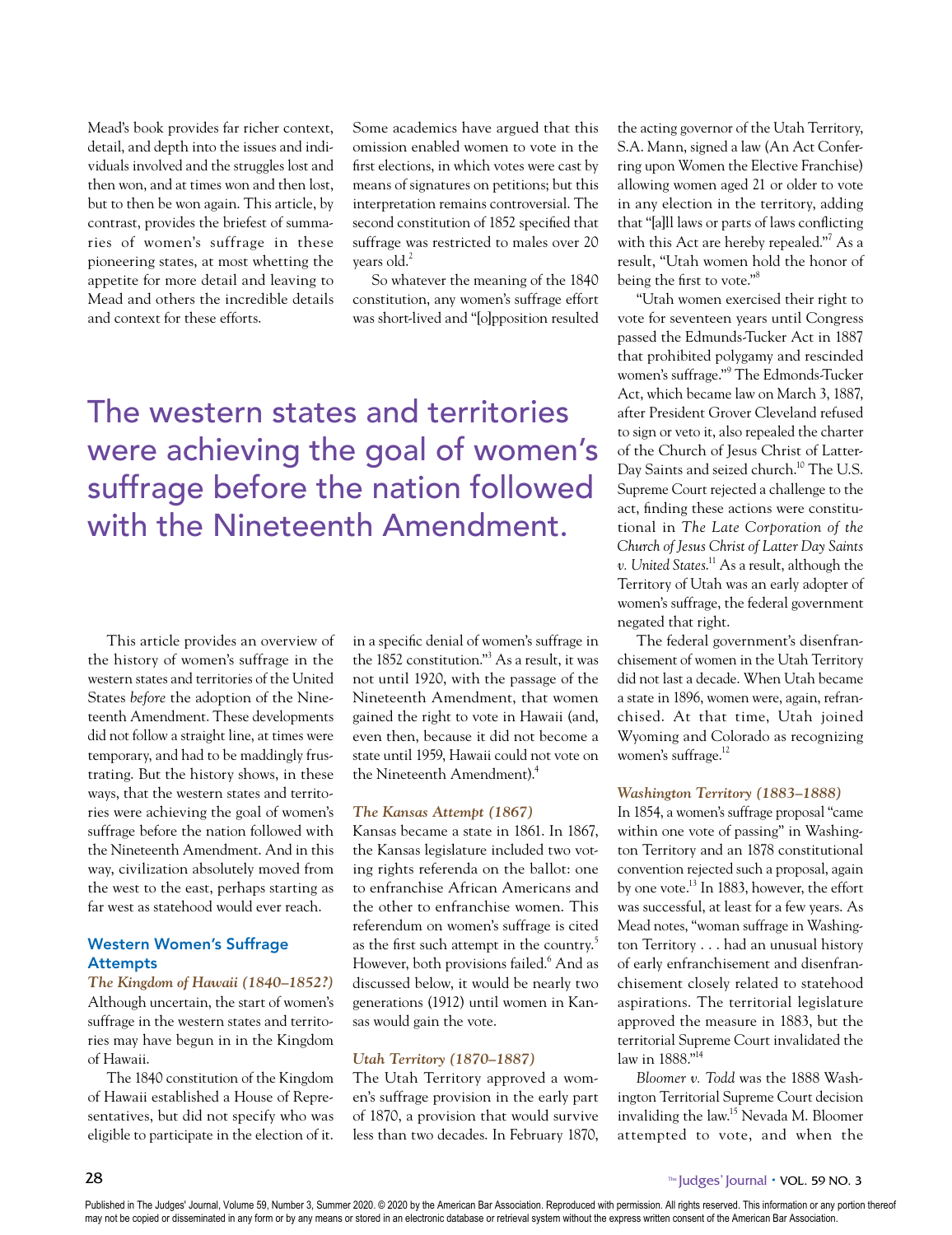Mead's book provides far richer context, detail, and depth into the issues and individuals involved and the struggles lost and then won, and at times won and then lost, but to then be won again. This article, by contrast, provides the briefest of summaries of women's suffrage in these pioneering states, at most whetting the appetite for more detail and leaving to Mead and others the incredible details and context for these efforts.

## The western states and territories were achieving the goal of women's suffrage before the nation followed with the Nineteenth Amendment.

This article provides an overview of the history of women's suffrage in the western states and territories of the United States *before* the adoption of the Nineteenth Amendment. These developments did not follow a straight line, at times were temporary, and had to be maddingly frustrating. But the history shows, in these ways, that the western states and territories were achieving the goal of women's suffrage before the nation followed with the Nineteenth Amendment. And in this way, civilization absolutely moved from the west to the east, perhaps starting as far west as statehood would ever reach.

### Western Women's Suffrage Attempts

#### *The Kingdom of Hawaii (1840–1852?)*

Although uncertain, the start of women's suffrage in the western states and territories may have begun in in the Kingdom of Hawaii.

The 1840 constitution of the Kingdom of Hawaii established a House of Representatives, but did not specify who was eligible to participate in the election of it. Some academics have argued that this omission enabled women to vote in the first elections, in which votes were cast by means of signatures on petitions; but this interpretation remains controversial. The second constitution of 1852 specified that suffrage was restricted to males over 20 years old.[2]

So whatever the meaning of the 1840 constitution, any women's suffrage effort was short-lived and "[o]pposition resulted in a specific denial of women's suffrage in the 1852 constitution."[3] As a result, it was not until 1920, with the passage of the Nineteenth Amendment, that women gained the right to vote in Hawaii (and, even then, because it did not become a state until 1959, Hawaii could not vote on the Nineteenth Amendment).[4]

#### *The Kansas Attempt (1867)*

Kansas became a state in 1861. In 1867, the Kansas legislature included two voting rights referenda on the ballot: one to enfranchise African Americans and the other to enfranchise women. This referendum on women's suffrage is cited as the first such attempt in the country.[5] However, both provisions failed.[6] And as discussed below, it would be nearly two generations (1912) until women in Kansas would gain the vote.

#### *Utah Territory (1870–1887)*

The Utah Territory approved a women's suffrage provision in the early part of 1870, a provision that would survive less than two decades. In February 1870, the acting governor of the Utah Territory, S.A. Mann, signed a law (An Act Conferring upon Women the Elective Franchise) allowing women aged 21 or older to vote in any election in the territory, adding that "[a]ll laws or parts of laws conflicting with this Act are hereby repealed."[7] As a result, "Utah women hold the honor of being the first to vote."[8]

"Utah women exercised their right to vote for seventeen years until Congress passed the Edmunds-Tucker Act in 1887 that prohibited polygamy and rescinded women's suffrage."[9] The Edmonds-Tucker Act, which became law on March 3, 1887, after President Grover Cleveland refused to sign or veto it, also repealed the charter of the Church of Jesus Christ of Latter-Day Saints and seized church.[10] The U.S. Supreme Court rejected a challenge to the act, finding these actions were constitutional in *The Late Corporation of the Church of Jesus Christ of Latter Day Saints v. United States*.[11] As a result, although the Territory of Utah was an early adopter of women's suffrage, the federal government negated that right.

The federal government's disenfranchisement of women in the Utah Territory did not last a decade. When Utah became a state in 1896, women were, again, refranchised. At that time, Utah joined Wyoming and Colorado as recognizing women's suffrage.[12]

#### *Washington Territory (1883–1888)*

In 1854, a women's suffrage proposal "came within one vote of passing" in Washington Territory and an 1878 constitutional convention rejected such a proposal, again by one vote.[13] In 1883, however, the effort was successful, at least for a few years. As Mead notes, "woman suffrage in Washington Territory . . . had an unusual history of early enfranchisement and disenfranchisement closely related to statehood aspirations. The territorial legislature approved the measure in 1883, but the territorial Supreme Court invalidated the law in 1888."[14]

*Bloomer v. Todd* was the 1888 Washington Territorial Supreme Court decision invalidating the law.[15] Nevada M. Bloomer attempted to vote, and when the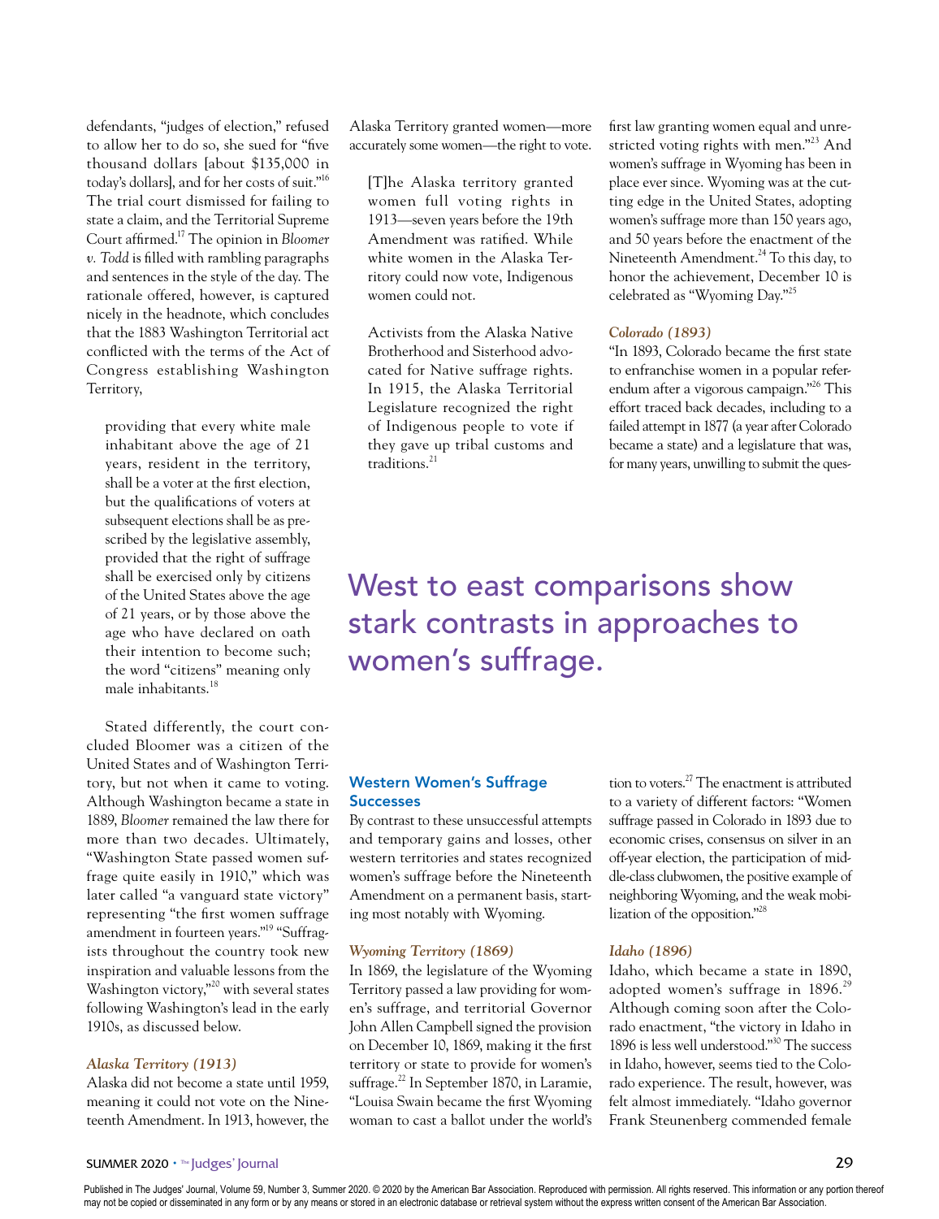defendants, "judges of election," refused to allow her to do so, she sued for "five thousand dollars [about $135,000 in today's dollars], and for her costs of suit."[16] The trial court dismissed for failing to state a claim, and the Territorial Supreme Court affirmed.[17] The opinion in *Bloomer v. Todd* is filled with rambling paragraphs and sentences in the style of the day. The rationale offered, however, is captured nicely in the headnote, which concludes that the 1883 Washington Territorial act conflicted with the terms of the Act of Congress establishing Washington Territory,

> providing that every white male inhabitant above the age of 21 years, resident in the territory, shall be a voter at the first election, but the qualifications of voters at subsequent elections shall be as prescribed by the legislative assembly, provided that the right of suffrage shall be exercised only by citizens of the United States above the age of 21 years, or by those above the age who have declared on oath their intention to become such; the word "citizens" meaning only male inhabitants.[18]

Stated differently, the court concluded Bloomer was a citizen of the United States and of Washington Territory, but not when it came to voting. Although Washington became a state in 1889, *Bloomer* remained the law there for more than two decades. Ultimately, "Washington State passed women suffrage quite easily in 1910," which was later called "a vanguard state victory" representing "the first women suffrage amendment in fourteen years."[19] "Suffragists throughout the country took new inspiration and valuable lessons from the Washington victory,"[20] with several states following Washington's lead in the early 1910s, as discussed below.

#### *Alaska Territory (1913)*

Alaska did not become a state until 1959, meaning it could not vote on the Nineteenth Amendment. In 1913, however, the Alaska Territory granted women—more accurately some women—the right to vote.

> [T]he Alaska territory granted women full voting rights in 1913—seven years before the 19th Amendment was ratified. While white women in the Alaska Territory could now vote, Indigenous women could not.
>
> Activists from the Alaska Native Brotherhood and Sisterhood advocated for Native suffrage rights. In 1915, the Alaska Territorial Legislature recognized the right of Indigenous people to vote if they gave up tribal customs and traditions.[21]

West to east comparisons show stark contrasts in approaches to women's suffrage.

### Western Women's Suffrage Successes

By contrast to these unsuccessful attempts and temporary gains and losses, other western territories and states recognized women's suffrage before the Nineteenth Amendment on a permanent basis, starting most notably with Wyoming.

#### *Wyoming Territory (1869)*

In 1869, the legislature of the Wyoming Territory passed a law providing for women's suffrage, and territorial Governor John Allen Campbell signed the provision on December 10, 1869, making it the first territory or state to provide for women's suffrage.[22] In September 1870, in Laramie, "Louisa Swain became the first Wyoming woman to cast a ballot under the world's first law granting women equal and unrestricted voting rights with men."[23] And women's suffrage in Wyoming has been in place ever since. Wyoming was at the cutting edge in the United States, adopting women's suffrage more than 150 years ago, and 50 years before the enactment of the Nineteenth Amendment.[24] To this day, to honor the achievement, December 10 is celebrated as "Wyoming Day."[25]

#### *Colorado (1893)*

"In 1893, Colorado became the first state to enfranchise women in a popular referendum after a vigorous campaign."[26] This effort traced back decades, including to a failed attempt in 1877 (a year after Colorado became a state) and a legislature that was, for many years, unwilling to submit the question to voters.[27] The enactment is attributed to a variety of different factors: "Women suffrage passed in Colorado in 1893 due to economic crises, consensus on silver in an off-year election, the participation of middle-class clubwomen, the positive example of neighboring Wyoming, and the weak mobilization of the opposition."[28]

#### *Idaho (1896)*

Idaho, which became a state in 1890, adopted women's suffrage in 1896.[29] Although coming soon after the Colorado enactment, "the victory in Idaho in 1896 is less well understood."[30] The success in Idaho, however, seems tied to the Colorado experience. The result, however, was felt almost immediately. "Idaho governor Frank Steunenberg commended female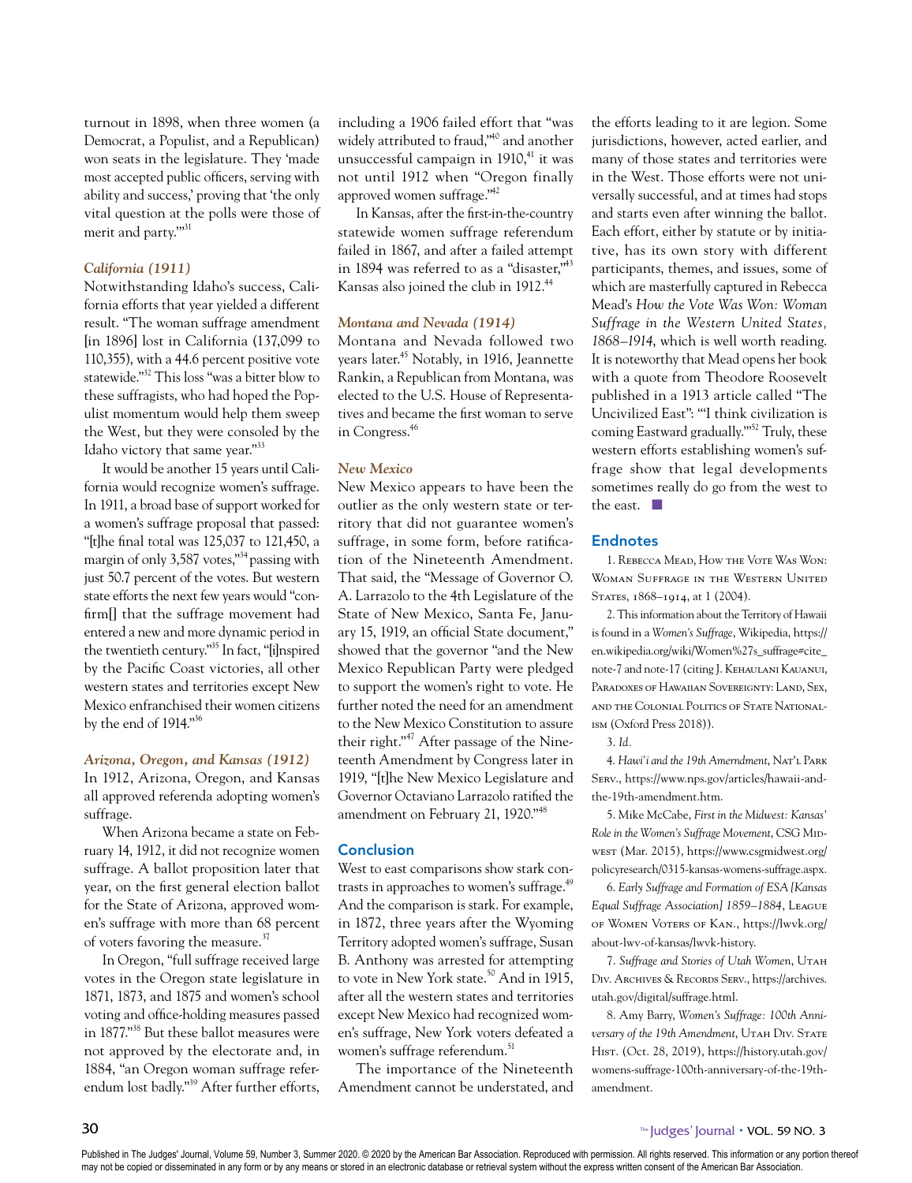turnout in 1898, when three women (a Democrat, a Populist, and a Republican) won seats in the legislature. They 'made most accepted public officers, serving with ability and success,' proving that 'the only vital question at the polls were those of merit and party.'"[31]

### *California (1911)*

Notwithstanding Idaho's success, California efforts that year yielded a different result. "The woman suffrage amendment [in 1896] lost in California (137,099 to 110,355), with a 44.6 percent positive vote statewide."[32] This loss "was a bitter blow to these suffragists, who had hoped the Populist momentum would help them sweep the West, but they were consoled by the Idaho victory that same year."[33]

It would be another 15 years until California would recognize women's suffrage. In 1911, a broad base of support worked for a women's suffrage proposal that passed: "[t]he final total was 125,037 to 121,450, a margin of only 3,587 votes,"[34] passing with just 50.7 percent of the votes. But western state efforts the next few years would "confirm[] that the suffrage movement had entered a new and more dynamic period in the twentieth century."[35] In fact, "[i]nspired by the Pacific Coast victories, all other western states and territories except New Mexico enfranchised their women citizens by the end of 1914."[36]

### *Arizona, Oregon, and Kansas (1912)*

In 1912, Arizona, Oregon, and Kansas all approved referenda adopting women's suffrage.

When Arizona became a state on February 14, 1912, it did not recognize women suffrage. A ballot proposition later that year, on the first general election ballot for the State of Arizona, approved women's suffrage with more than 68 percent of voters favoring the measure.[37]

In Oregon, "full suffrage received large votes in the Oregon state legislature in 1871, 1873, and 1875 and women's school voting and office-holding measures passed in 1877."[38] But these ballot measures were not approved by the electorate and, in 1884, "an Oregon woman suffrage referendum lost badly."[39] After further efforts, including a 1906 failed effort that "was widely attributed to fraud,"[40] and another unsuccessful campaign in 1910,[41] it was not until 1912 when "Oregon finally approved women suffrage."[42]

In Kansas, after the first-in-the-country statewide women suffrage referendum failed in 1867, and after a failed attempt in 1894 was referred to as a "disaster,"[43] Kansas also joined the club in 1912.[44]

### *Montana and Nevada (1914)*

Montana and Nevada followed two years later.[45] Notably, in 1916, Jeannette Rankin, a Republican from Montana, was elected to the U.S. House of Representatives and became the first woman to serve in Congress.[46]

### *New Mexico*

New Mexico appears to have been the outlier as the only western state or territory that did not guarantee women's suffrage, in some form, before ratification of the Nineteenth Amendment. That said, the "Message of Governor O. A. Larrazolo to the 4th Legislature of the State of New Mexico, Santa Fe, January 15, 1919, an official State document," showed that the governor "and the New Mexico Republican Party were pledged to support the women's right to vote. He further noted the need for an amendment to the New Mexico Constitution to assure their right."[47] After passage of the Nineteenth Amendment by Congress later in 1919, "[t]he New Mexico Legislature and Governor Octaviano Larrazolo ratified the amendment on February 21, 1920."[48]

## Conclusion

West to east comparisons show stark contrasts in approaches to women's suffrage.[49] And the comparison is stark. For example, in 1872, three years after the Wyoming Territory adopted women's suffrage, Susan B. Anthony was arrested for attempting to vote in New York state.[50] And in 1915, after all the western states and territories except New Mexico had recognized women's suffrage, New York voters defeated a women's suffrage referendum.[51]

The importance of the Nineteenth Amendment cannot be understated, and the efforts leading to it are legion. Some jurisdictions, however, acted earlier, and many of those states and territories were in the West. Those efforts were not universally successful, and at times had stops and starts even after winning the ballot. Each effort, either by statute or by initiative, has its own story with different participants, themes, and issues, some of which are masterfully captured in Rebecca Mead's *How the Vote Was Won: Woman Suffrage in the Western United States, 1868–1914*, which is well worth reading. It is noteworthy that Mead opens her book with a quote from Theodore Roosevelt published in a 1913 article called "The Uncivilized East": "'I think civilization is coming Eastward gradually.'"[52] Truly, these western efforts establishing women's suffrage show that legal developments sometimes really do go from the west to the east. ■

## Endnotes

1. Rebecca Mead, How the Vote Was Won: Woman Suffrage in the Western United States, 1868–1914, at 1 (2004).

2. This information about the Territory of Hawaii is found in a *Women's Suffrage*, Wikipedia, https://en.wikipedia.org/wiki/Women%27s_suffrage#cite_note-7 and note-17 (citing J. Kehaulani Kauanui, Paradoxes of Hawaiian Sovereignty: Land, Sex, and the Colonial Politics of State Nationalism (Oxford Press 2018)).

3. *Id.*

4. *Hawi'i and the 19th Amerndment*, Nat'l Park Serv., https://www.nps.gov/articles/hawaii-and-the-19th-amendment.htm.

5. Mike McCabe, *First in the Midwest: Kansas' Role in the Women's Suffrage Movement*, CSG Midwest (Mar. 2015), https://www.csgmidwest.org/policyresearch/0315-kansas-womens-suffrage.aspx.

6. *Early Suffrage and Formation of ESA [Kansas Equal Suffrage Association] 1859–1884*, League of Women Voters of Kan., https://lwvk.org/about-lwv-of-kansas/lwvk-history.

7. *Suffrage and Stories of Utah Women*, Utah Div. Archives & Records Serv., https://archives.utah.gov/digital/suffrage.html.

8. Amy Barry, *Women's Suffrage: 100th Anniversary of the 19th Amendment*, Utah Div. State Hist. (Oct. 28, 2019), https://history.utah.gov/womens-suffrage-100th-anniversary-of-the-19th-amendment.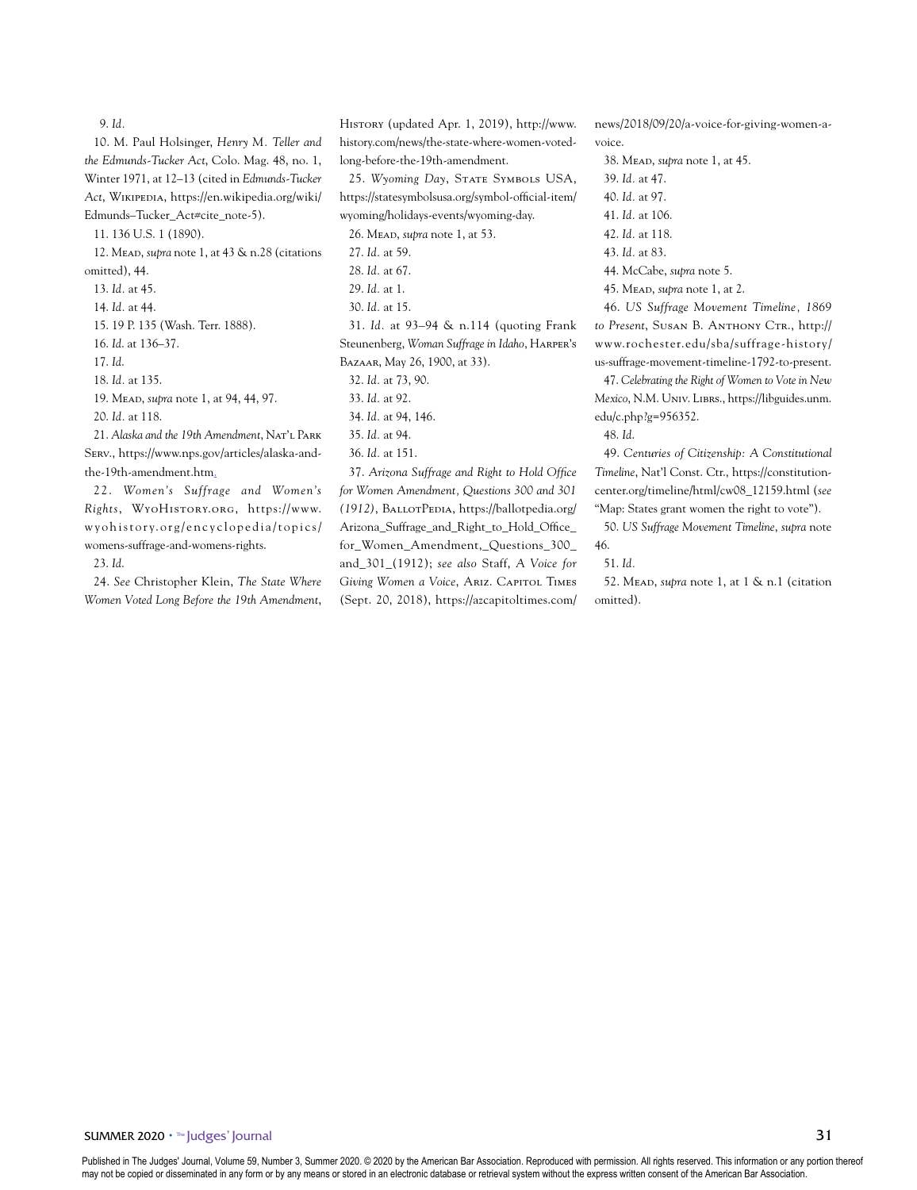9. *Id.*

10. M. Paul Holsinger, *Henry M. Teller and the Edmunds-Tucker Act*, Colo. Mag. 48, no. 1, Winter 1971, at 12–13 (cited in *Edmunds-Tucker Act*, Wikipedia, https://en.wikipedia.org/wiki/Edmunds–Tucker_Act#cite_note-5).

11. 136 U.S. 1 (1890).

12. Mead, *supra* note 1, at 43 & n.28 (citations omitted), 44.

13. *Id.* at 45.

14. *Id.* at 44.

15. 19 P. 135 (Wash. Terr. 1888).

16. *Id.* at 136–37.

17. *Id.*

18. *Id.* at 135.

19. Mead, *supra* note 1, at 94, 44, 97.

20. *Id.* at 118.

21. *Alaska and the 19th Amendment*, Nat'l Park Serv., https://www.nps.gov/articles/alaska-and-the-19th-amendment.htm.

22. *Women's Suffrage and Women's Rights*, WyoHistory.org, https://www.wyohistory.org/encyclopedia/topics/womens-suffrage-and-womens-rights.

23. *Id.*

24. *See* Christopher Klein, *The State Where Women Voted Long Before the 19th Amendment*, History (updated Apr. 1, 2019), http://www.history.com/news/the-state-where-women-voted-long-before-the-19th-amendment.

25. *Wyoming Day*, State Symbols USA, https://statesymbolsusa.org/symbol-official-item/wyoming/holidays-events/wyoming-day.

26. Mead, *supra* note 1, at 53.

27. *Id.* at 59.

28. *Id.* at 67.

29. *Id.* at 1.

30. *Id.* at 15.

31. *Id.* at 93–94 & n.114 (quoting Frank Steunenberg, *Woman Suffrage in Idaho*, Harper's Bazaar, May 26, 1900, at 33).

32. *Id.* at 73, 90.

33. *Id.* at 92.

34. *Id.* at 94, 146.

35. *Id.* at 94.

36. *Id.* at 151.

37. *Arizona Suffrage and Right to Hold Office for Women Amendment, Questions 300 and 301 (1912)*, BallotPedia, https://ballotpedia.org/Arizona_Suffrage_and_Right_to_Hold_Office_for_Women_Amendment,_Questions_300_and_301_(1912); *see also* Staff, *A Voice for Giving Women a Voice*, Ariz. Capitol Times (Sept. 20, 2018), https://azcapitoltimes.com/news/2018/09/20/a-voice-for-giving-women-a-voice.

38. Mead, *supra* note 1, at 45.

39. *Id.* at 47.

40. *Id.* at 97.

41. *Id.* at 106.

42. *Id.* at 118.

43. *Id.* at 83.

44. McCabe, *supra* note 5.

45. Mead, *supra* note 1, at 2.

46. *US Suffrage Movement Timeline, 1869 to Present*, Susan B. Anthony Ctr., http://www.rochester.edu/sba/suffrage-history/us-suffrage-movement-timeline-1792-to-present.

47. *Celebrating the Right of Women to Vote in New Mexico*, N.M. Univ. Librs., https://libguides.unm.edu/c.php?g=956352.

48. *Id.*

49. *Centuries of Citizenship: A Constitutional Timeline*, Nat'l Const. Ctr., https://constitutioncenter.org/timeline/html/cw08_12159.html (*see* "Map: States grant women the right to vote").

50. *US Suffrage Movement Timeline*, *supra* note 46.

51. *Id.*

52. Mead, *supra* note 1, at 1 & n.1 (citation omitted).

Published in The Judges' Journal, Volume 59, Number 3, Summer 2020. © 2020 by the American Bar Association. Reproduced with permission. All rights reserved. This information or any portion thereof may not be copied or disseminated in any form or by any means or stored in an electronic database or retrieval system without the express written consent of the American Bar Association.